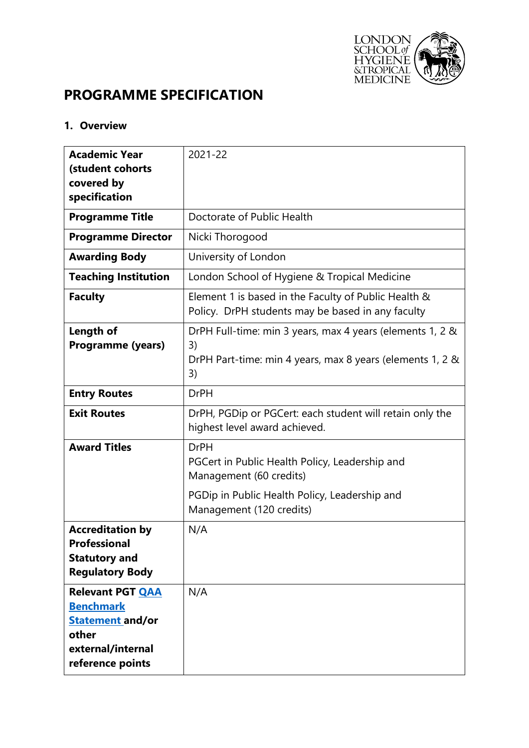# PROGRAMME SPECIFICATION

## 1. Overview

| | |
|---|---|
| **Academic Year (student cohorts covered by specification** | 2021-22 |
| **Programme Title** | Doctorate of Public Health |
| **Programme Director** | Nicki Thorogood |
| **Awarding Body** | University of London |
| **Teaching Institution** | London School of Hygiene & Tropical Medicine |
| **Faculty** | Element 1 is based in the Faculty of Public Health & Policy. DrPH students may be based in any faculty |
| **Length of Programme (years)** | DrPH Full-time: min 3 years, max 4 years (elements 1, 2 & 3)<br>DrPH Part-time: min 4 years, max 8 years (elements 1, 2 & 3) |
| **Entry Routes** | DrPH |
| **Exit Routes** | DrPH, PGDip or PGCert: each student will retain only the highest level award achieved. |
| **Award Titles** | DrPH<br>PGCert in Public Health Policy, Leadership and Management (60 credits)<br>PGDip in Public Health Policy, Leadership and Management (120 credits) |
| **Accreditation by Professional Statutory and Regulatory Body** | N/A |
| **Relevant PGT QAA Benchmark Statement and/or other external/internal reference points** | N/A |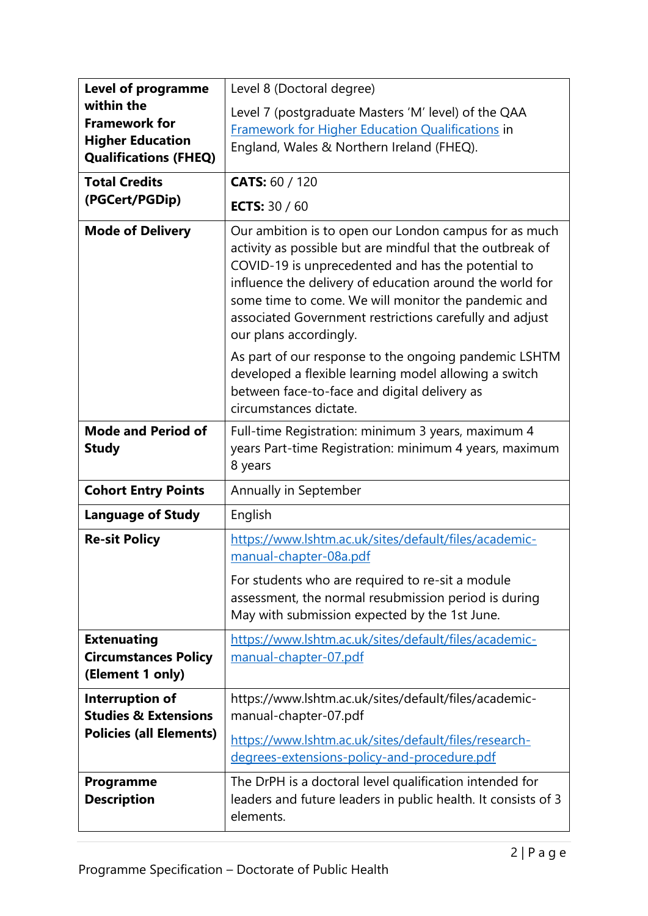| | |
|---|---|
| **Level of programme within the Framework for Higher Education Qualifications (FHEQ)** | Level 8 (Doctoral degree)<br><br>Level 7 (postgraduate Masters 'M' level) of the QAA [Framework for Higher Education Qualifications](#) in England, Wales & Northern Ireland (FHEQ). |
| **Total Credits (PGCert/PGDip)** | **CATS:** 60 / 120<br><br>**ECTS:** 30 / 60 |
| **Mode of Delivery** | Our ambition is to open our London campus for as much activity as possible but are mindful that the outbreak of COVID-19 is unprecedented and has the potential to influence the delivery of education around the world for some time to come. We will monitor the pandemic and associated Government restrictions carefully and adjust our plans accordingly.<br><br>As part of our response to the ongoing pandemic LSHTM developed a flexible learning model allowing a switch between face-to-face and digital delivery as circumstances dictate. |
| **Mode and Period of Study** | Full-time Registration: minimum 3 years, maximum 4 years Part-time Registration: minimum 4 years, maximum 8 years |
| **Cohort Entry Points** | Annually in September |
| **Language of Study** | English |
| **Re-sit Policy** | https://www.lshtm.ac.uk/sites/default/files/academic-manual-chapter-08a.pdf<br><br>For students who are required to re-sit a module assessment, the normal resubmission period is during May with submission expected by the 1st June. |
| **Extenuating Circumstances Policy (Element 1 only)** | https://www.lshtm.ac.uk/sites/default/files/academic-manual-chapter-07.pdf |
| **Interruption of Studies & Extensions Policies (all Elements)** | https://www.lshtm.ac.uk/sites/default/files/academic-manual-chapter-07.pdf<br><br>https://www.lshtm.ac.uk/sites/default/files/research-degrees-extensions-policy-and-procedure.pdf |
| **Programme Description** | The DrPH is a doctoral level qualification intended for leaders and future leaders in public health. It consists of 3 elements. |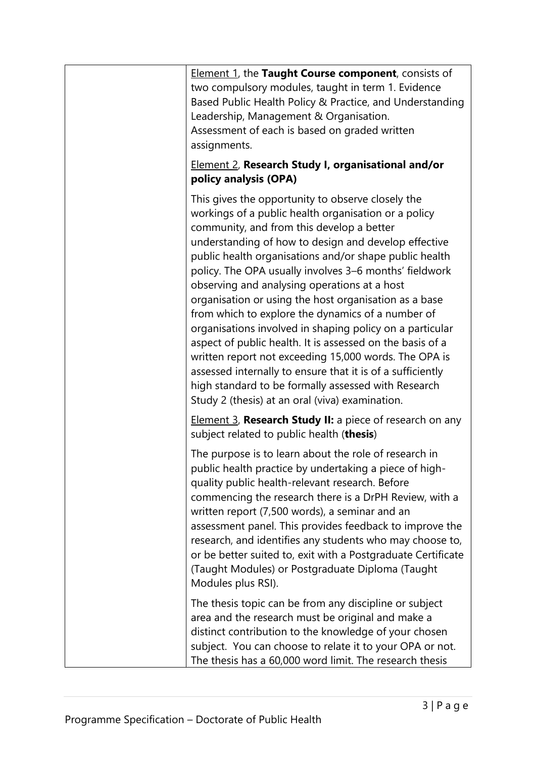| | |
|---|---|
| | Element 1, the **Taught Course component**, consists of two compulsory modules, taught in term 1. Evidence Based Public Health Policy & Practice, and Understanding Leadership, Management & Organisation.<br>Assessment of each is based on graded written assignments.<br><br>Element 2, **Research Study I, organisational and/or policy analysis (OPA)**<br><br>This gives the opportunity to observe closely the workings of a public health organisation or a policy community, and from this develop a better understanding of how to design and develop effective public health organisations and/or shape public health policy. The OPA usually involves 3–6 months' fieldwork observing and analysing operations at a host organisation or using the host organisation as a base from which to explore the dynamics of a number of organisations involved in shaping policy on a particular aspect of public health. It is assessed on the basis of a written report not exceeding 15,000 words. The OPA is assessed internally to ensure that it is of a sufficiently high standard to be formally assessed with Research Study 2 (thesis) at an oral (viva) examination.<br><br>Element 3, **Research Study II:** a piece of research on any subject related to public health (**thesis**)<br><br>The purpose is to learn about the role of research in public health practice by undertaking a piece of high-quality public health-relevant research. Before commencing the research there is a DrPH Review, with a written report (7,500 words), a seminar and an assessment panel. This provides feedback to improve the research, and identifies any students who may choose to, or be better suited to, exit with a Postgraduate Certificate (Taught Modules) or Postgraduate Diploma (Taught Modules plus RSI).<br><br>The thesis topic can be from any discipline or subject area and the research must be original and make a distinct contribution to the knowledge of your chosen subject. You can choose to relate it to your OPA or not. The thesis has a 60,000 word limit. The research thesis |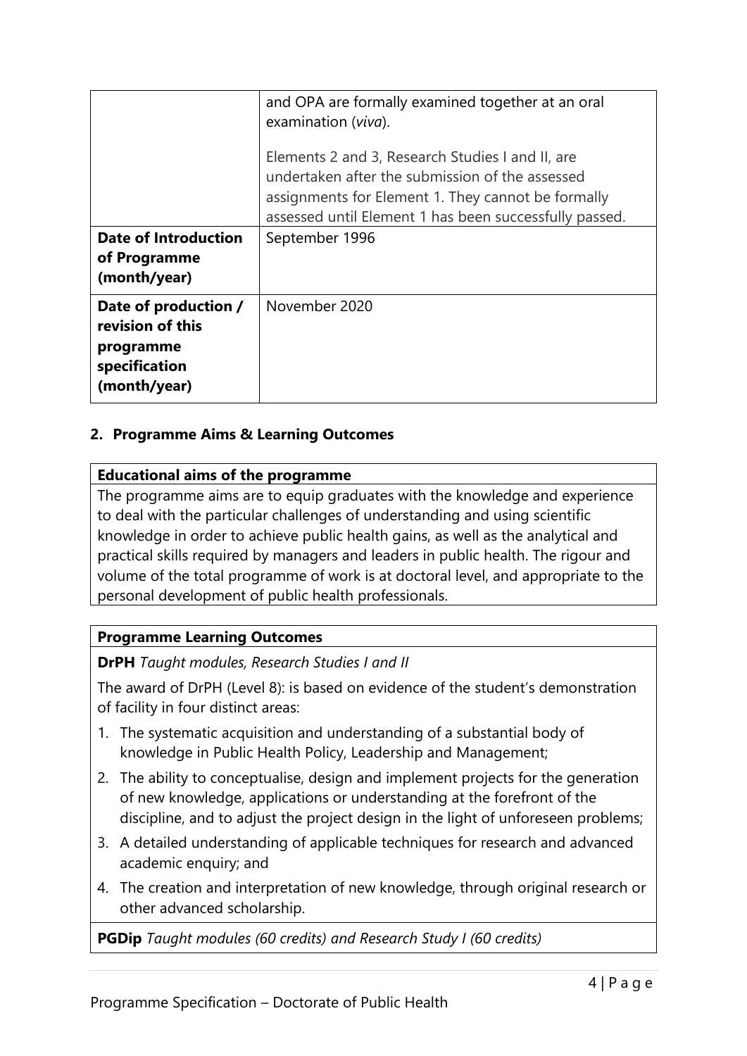| | |
|---|---|
| | and OPA are formally examined together at an oral examination (*viva*).<br><br>Elements 2 and 3, Research Studies I and II, are undertaken after the submission of the assessed assignments for Element 1. They cannot be formally assessed until Element 1 has been successfully passed. |
| **Date of Introduction of Programme (month/year)** | September 1996 |
| **Date of production / revision of this programme specification (month/year)** | November 2020 |

## 2. Programme Aims & Learning Outcomes

| **Educational aims of the programme** |
|---|
| The programme aims are to equip graduates with the knowledge and experience to deal with the particular challenges of understanding and using scientific knowledge in order to achieve public health gains, as well as the analytical and practical skills required by managers and leaders in public health. The rigour and volume of the total programme of work is at doctoral level, and appropriate to the personal development of public health professionals. |

**Programme Learning Outcomes**

**DrPH** *Taught modules, Research Studies I and II*

The award of DrPH (Level 8): is based on evidence of the student's demonstration of facility in four distinct areas:

1. The systematic acquisition and understanding of a substantial body of knowledge in Public Health Policy, Leadership and Management;
2. The ability to conceptualise, design and implement projects for the generation of new knowledge, applications or understanding at the forefront of the discipline, and to adjust the project design in the light of unforeseen problems;
3. A detailed understanding of applicable techniques for research and advanced academic enquiry; and
4. The creation and interpretation of new knowledge, through original research or other advanced scholarship.

**PGDip** *Taught modules (60 credits) and Research Study I (60 credits)*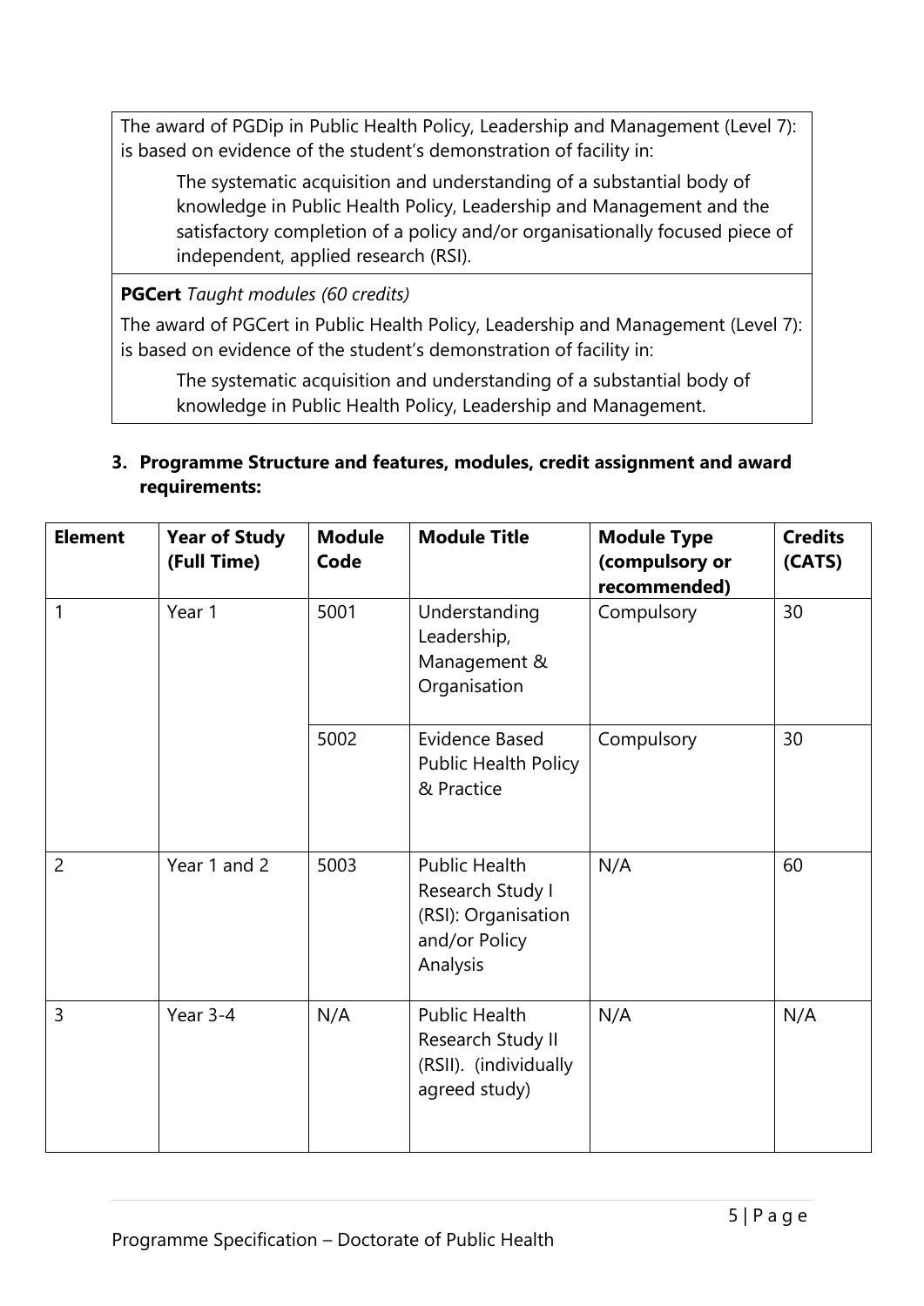The award of PGDip in Public Health Policy, Leadership and Management (Level 7): is based on evidence of the student's demonstration of facility in:

> The systematic acquisition and understanding of a substantial body of knowledge in Public Health Policy, Leadership and Management and the satisfactory completion of a policy and/or organisationally focused piece of independent, applied research (RSI).

**PGCert** *Taught modules (60 credits)*

The award of PGCert in Public Health Policy, Leadership and Management (Level 7): is based on evidence of the student's demonstration of facility in:

> The systematic acquisition and understanding of a substantial body of knowledge in Public Health Policy, Leadership and Management.

### 3. Programme Structure and features, modules, credit assignment and award requirements:

| Element | Year of Study (Full Time) | Module Code | Module Title | Module Type (compulsory or recommended) | Credits (CATS) |
|---|---|---|---|---|---|
| 1 | Year 1 | 5001 | Understanding Leadership, Management & Organisation | Compulsory | 30 |
| | | 5002 | Evidence Based Public Health Policy & Practice | Compulsory | 30 |
| 2 | Year 1 and 2 | 5003 | Public Health Research Study I (RSI): Organisation and/or Policy Analysis | N/A | 60 |
| 3 | Year 3-4 | N/A | Public Health Research Study II (RSII). (individually agreed study) | N/A | N/A |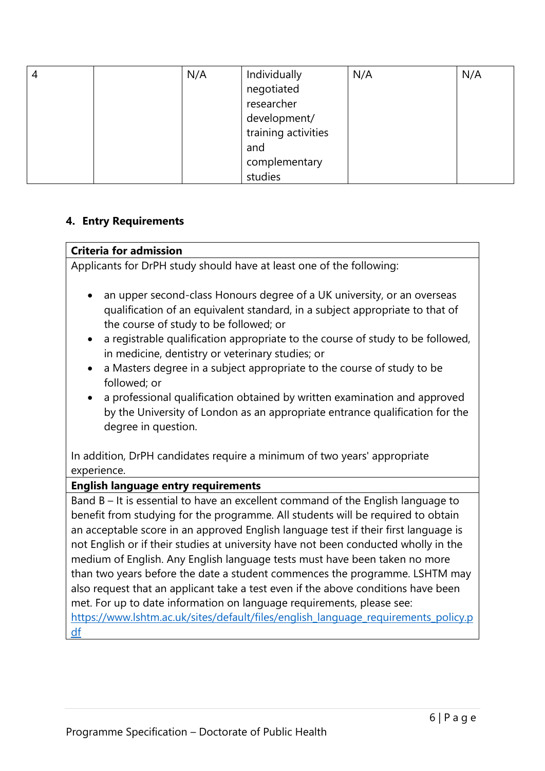| | | | | | |
|---|---|---|---|---|---|
| 4 | | N/A | Individually negotiated researcher development/ training activities and complementary studies | N/A | N/A |

## 4. Entry Requirements

| **Criteria for admission** |
|---|
| Applicants for DrPH study should have at least one of the following:<br><br>• an upper second-class Honours degree of a UK university, or an overseas qualification of an equivalent standard, in a subject appropriate to that of the course of study to be followed; or<br>• a registrable qualification appropriate to the course of study to be followed, in medicine, dentistry or veterinary studies; or<br>• a Masters degree in a subject appropriate to the course of study to be followed; or<br>• a professional qualification obtained by written examination and approved by the University of London as an appropriate entrance qualification for the degree in question.<br><br>In addition, DrPH candidates require a minimum of two years' appropriate experience. |
| **English language entry requirements** |
| Band B – It is essential to have an excellent command of the English language to benefit from studying for the programme. All students will be required to obtain an acceptable score in an approved English language test if their first language is not English or if their studies at university have not been conducted wholly in the medium of English. Any English language tests must have been taken no more than two years before the date a student commences the programme. LSHTM may also request that an applicant take a test even if the above conditions have been met. For up to date information on language requirements, please see: https://www.lshtm.ac.uk/sites/default/files/english_language_requirements_policy.pdf |